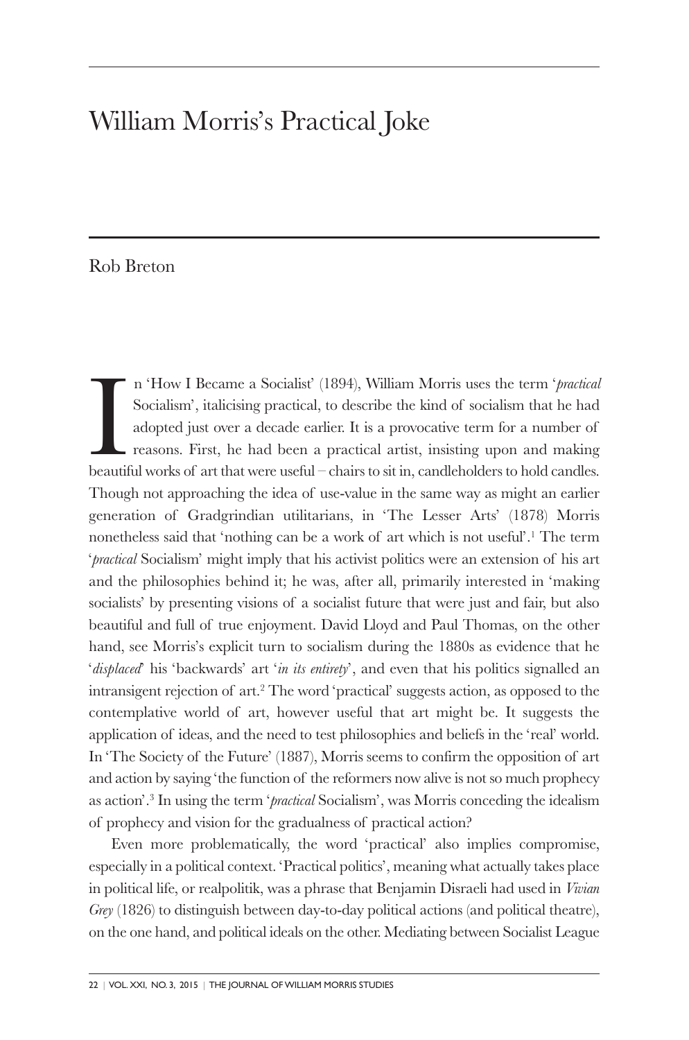# William Morris's Practical Joke

Rob Breton

In 'How I Became a Socialist' (1894), William Morris uses the term '*practical* Socialism', italicising practical, to describe the kind of socialism that he had adopted just over a decade earlier. It is a provocative term for a number of reasons. First, he had been a practical artist, insisting upon and making beautiful works of art that were useful – chairs to sit in, candleholders to hold candles. Though not approaching the idea of use-value in the same way as might an earlier generation of Gradgrindian utilitarians, in 'The Lesser Arts' (1878) Morris nonetheless said that 'nothing can be a work of art which is not useful'.[1] The term '*practical* Socialism' might imply that his activist politics were an extension of his art and the philosophies behind it; he was, after all, primarily interested in 'making socialists' by presenting visions of a socialist future that were just and fair, but also beautiful and full of true enjoyment. David Lloyd and Paul Thomas, on the other hand, see Morris's explicit turn to socialism during the 1880s as evidence that he '*displaced*' his 'backwards' art '*in its entirety*', and even that his politics signalled an intransigent rejection of art.[2] The word 'practical' suggests action, as opposed to the contemplative world of art, however useful that art might be. It suggests the application of ideas, and the need to test philosophies and beliefs in the 'real' world. In 'The Society of the Future' (1887), Morris seems to confirm the opposition of art and action by saying 'the function of the reformers now alive is not so much prophecy as action'.[3] In using the term '*practical* Socialism', was Morris conceding the idealism of prophecy and vision for the gradualness of practical action?

Even more problematically, the word 'practical' also implies compromise, especially in a political context. 'Practical politics', meaning what actually takes place in political life, or realpolitik, was a phrase that Benjamin Disraeli had used in *Vivian Grey* (1826) to distinguish between day-to-day political actions (and political theatre), on the one hand, and political ideals on the other. Mediating between Socialist League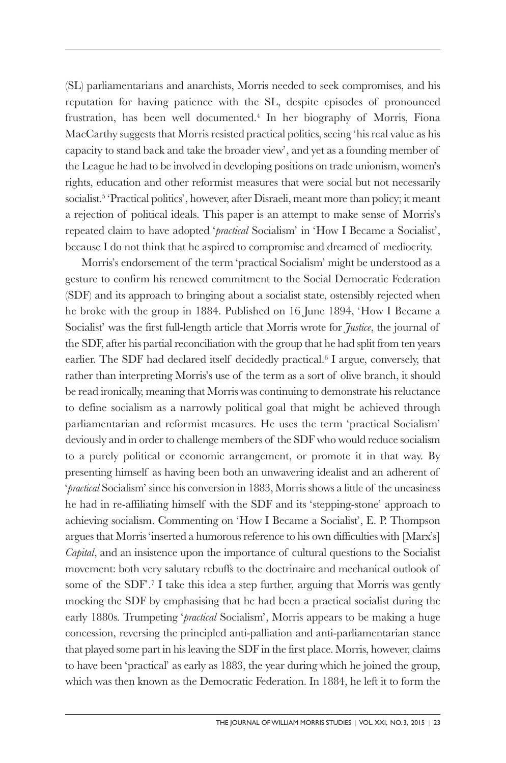(SL) parliamentarians and anarchists, Morris needed to seek compromises, and his reputation for having patience with the SL, despite episodes of pronounced frustration, has been well documented.[4] In her biography of Morris, Fiona MacCarthy suggests that Morris resisted practical politics, seeing 'his real value as his capacity to stand back and take the broader view', and yet as a founding member of the League he had to be involved in developing positions on trade unionism, women's rights, education and other reformist measures that were social but not necessarily socialist.[5] 'Practical politics', however, after Disraeli, meant more than policy; it meant a rejection of political ideals. This paper is an attempt to make sense of Morris's repeated claim to have adopted '*practical* Socialism' in 'How I Became a Socialist', because I do not think that he aspired to compromise and dreamed of mediocrity.

Morris's endorsement of the term 'practical Socialism' might be understood as a gesture to confirm his renewed commitment to the Social Democratic Federation (SDF) and its approach to bringing about a socialist state, ostensibly rejected when he broke with the group in 1884. Published on 16 June 1894, 'How I Became a Socialist' was the first full-length article that Morris wrote for *Justice*, the journal of the SDF, after his partial reconciliation with the group that he had split from ten years earlier. The SDF had declared itself decidedly practical.[6] I argue, conversely, that rather than interpreting Morris's use of the term as a sort of olive branch, it should be read ironically, meaning that Morris was continuing to demonstrate his reluctance to define socialism as a narrowly political goal that might be achieved through parliamentarian and reformist measures. He uses the term 'practical Socialism' deviously and in order to challenge members of the SDF who would reduce socialism to a purely political or economic arrangement, or promote it in that way. By presenting himself as having been both an unwavering idealist and an adherent of '*practical* Socialism' since his conversion in 1883, Morris shows a little of the uneasiness he had in re-affiliating himself with the SDF and its 'stepping-stone' approach to achieving socialism. Commenting on 'How I Became a Socialist', E. P. Thompson argues that Morris 'inserted a humorous reference to his own difficulties with [Marx's] *Capital*, and an insistence upon the importance of cultural questions to the Socialist movement: both very salutary rebuffs to the doctrinaire and mechanical outlook of some of the SDF'.[7] I take this idea a step further, arguing that Morris was gently mocking the SDF by emphasising that he had been a practical socialist during the early 1880s. Trumpeting '*practical* Socialism', Morris appears to be making a huge concession, reversing the principled anti-palliation and anti-parliamentarian stance that played some part in his leaving the SDF in the first place. Morris, however, claims to have been 'practical' as early as 1883, the year during which he joined the group, which was then known as the Democratic Federation. In 1884, he left it to form the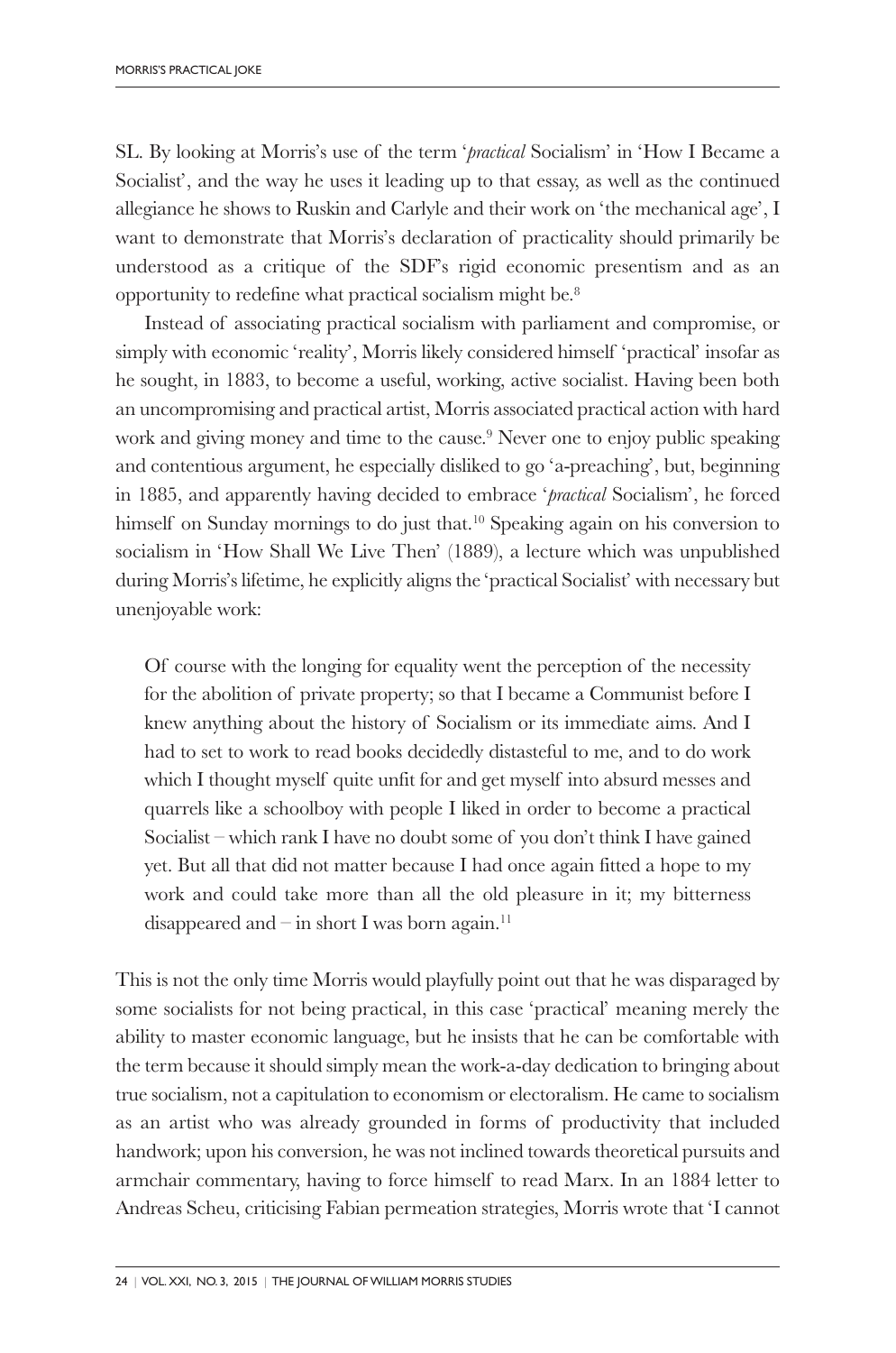SL. By looking at Morris's use of the term '*practical* Socialism' in 'How I Became a Socialist', and the way he uses it leading up to that essay, as well as the continued allegiance he shows to Ruskin and Carlyle and their work on 'the mechanical age', I want to demonstrate that Morris's declaration of practicality should primarily be understood as a critique of the SDF's rigid economic presentism and as an opportunity to redefine what practical socialism might be.[8]

Instead of associating practical socialism with parliament and compromise, or simply with economic 'reality', Morris likely considered himself 'practical' insofar as he sought, in 1883, to become a useful, working, active socialist. Having been both an uncompromising and practical artist, Morris associated practical action with hard work and giving money and time to the cause.[9] Never one to enjoy public speaking and contentious argument, he especially disliked to go 'a-preaching', but, beginning in 1885, and apparently having decided to embrace '*practical* Socialism', he forced himself on Sunday mornings to do just that.[10] Speaking again on his conversion to socialism in 'How Shall We Live Then' (1889), a lecture which was unpublished during Morris's lifetime, he explicitly aligns the 'practical Socialist' with necessary but unenjoyable work:

> Of course with the longing for equality went the perception of the necessity for the abolition of private property; so that I became a Communist before I knew anything about the history of Socialism or its immediate aims. And I had to set to work to read books decidedly distasteful to me, and to do work which I thought myself quite unfit for and get myself into absurd messes and quarrels like a schoolboy with people I liked in order to become a practical Socialist – which rank I have no doubt some of you don't think I have gained yet. But all that did not matter because I had once again fitted a hope to my work and could take more than all the old pleasure in it; my bitterness disappeared and – in short I was born again.[11]

This is not the only time Morris would playfully point out that he was disparaged by some socialists for not being practical, in this case 'practical' meaning merely the ability to master economic language, but he insists that he can be comfortable with the term because it should simply mean the work-a-day dedication to bringing about true socialism, not a capitulation to economism or electoralism. He came to socialism as an artist who was already grounded in forms of productivity that included handwork; upon his conversion, he was not inclined towards theoretical pursuits and armchair commentary, having to force himself to read Marx. In an 1884 letter to Andreas Scheu, criticising Fabian permeation strategies, Morris wrote that 'I cannot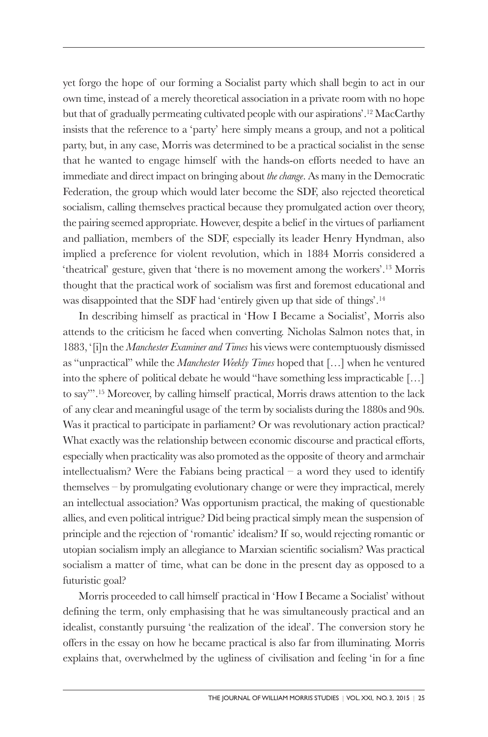yet forgo the hope of our forming a Socialist party which shall begin to act in our own time, instead of a merely theoretical association in a private room with no hope but that of gradually permeating cultivated people with our aspirations'.[12] MacCarthy insists that the reference to a 'party' here simply means a group, and not a political party, but, in any case, Morris was determined to be a practical socialist in the sense that he wanted to engage himself with the hands-on efforts needed to have an immediate and direct impact on bringing about *the change*. As many in the Democratic Federation, the group which would later become the SDF, also rejected theoretical socialism, calling themselves practical because they promulgated action over theory, the pairing seemed appropriate. However, despite a belief in the virtues of parliament and palliation, members of the SDF, especially its leader Henry Hyndman, also implied a preference for violent revolution, which in 1884 Morris considered a 'theatrical' gesture, given that 'there is no movement among the workers'.[13] Morris thought that the practical work of socialism was first and foremost educational and was disappointed that the SDF had 'entirely given up that side of things'.[14]

In describing himself as practical in 'How I Became a Socialist', Morris also attends to the criticism he faced when converting. Nicholas Salmon notes that, in 1883, '[i]n the *Manchester Examiner and Times* his views were contemptuously dismissed as "unpractical" while the *Manchester Weekly Times* hoped that […] when he ventured into the sphere of political debate he would "have something less impracticable […] to say"'.[15] Moreover, by calling himself practical, Morris draws attention to the lack of any clear and meaningful usage of the term by socialists during the 1880s and 90s. Was it practical to participate in parliament? Or was revolutionary action practical? What exactly was the relationship between economic discourse and practical efforts, especially when practicality was also promoted as the opposite of theory and armchair intellectualism? Were the Fabians being practical – a word they used to identify themselves – by promulgating evolutionary change or were they impractical, merely an intellectual association? Was opportunism practical, the making of questionable allies, and even political intrigue? Did being practical simply mean the suspension of principle and the rejection of 'romantic' idealism? If so, would rejecting romantic or utopian socialism imply an allegiance to Marxian scientific socialism? Was practical socialism a matter of time, what can be done in the present day as opposed to a futuristic goal?

Morris proceeded to call himself practical in 'How I Became a Socialist' without defining the term, only emphasising that he was simultaneously practical and an idealist, constantly pursuing 'the realization of the ideal'. The conversion story he offers in the essay on how he became practical is also far from illuminating. Morris explains that, overwhelmed by the ugliness of civilisation and feeling 'in for a fine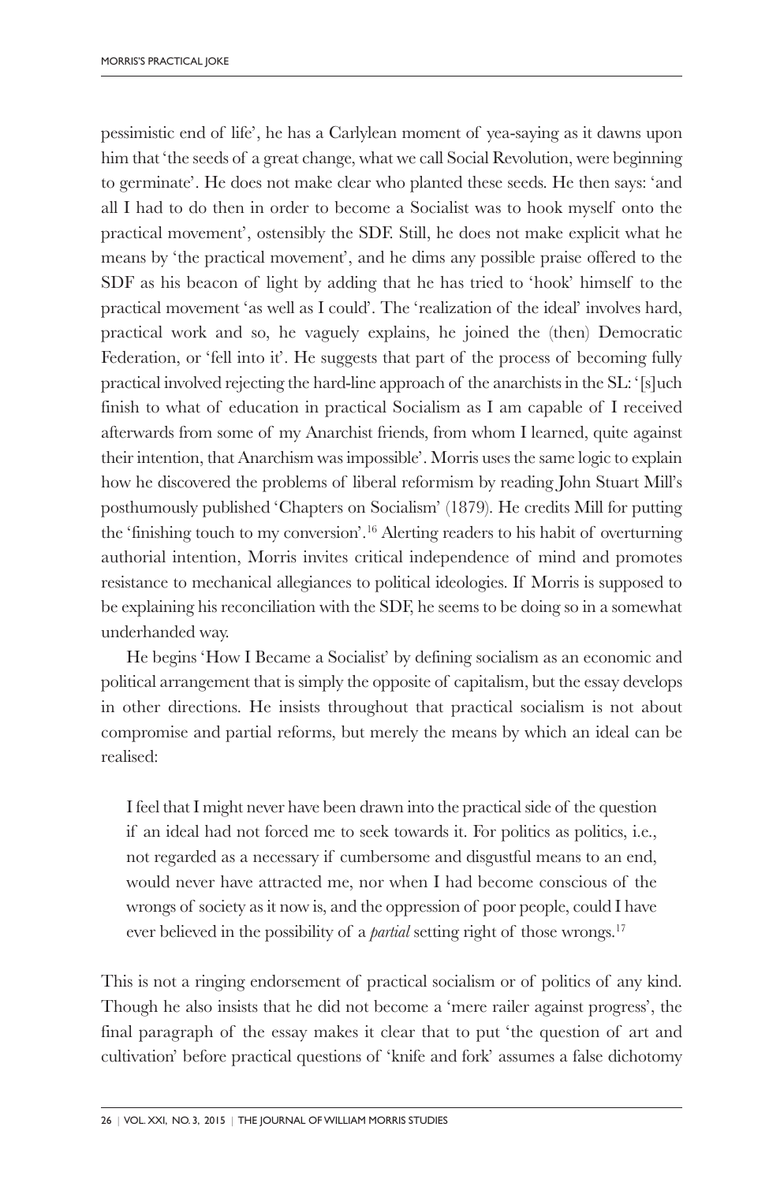pessimistic end of life', he has a Carlylean moment of yea-saying as it dawns upon him that 'the seeds of a great change, what we call Social Revolution, were beginning to germinate'. He does not make clear who planted these seeds. He then says: 'and all I had to do then in order to become a Socialist was to hook myself onto the practical movement', ostensibly the SDF. Still, he does not make explicit what he means by 'the practical movement', and he dims any possible praise offered to the SDF as his beacon of light by adding that he has tried to 'hook' himself to the practical movement 'as well as I could'. The 'realization of the ideal' involves hard, practical work and so, he vaguely explains, he joined the (then) Democratic Federation, or 'fell into it'. He suggests that part of the process of becoming fully practical involved rejecting the hard-line approach of the anarchists in the SL: '[s]uch finish to what of education in practical Socialism as I am capable of I received afterwards from some of my Anarchist friends, from whom I learned, quite against their intention, that Anarchism was impossible'. Morris uses the same logic to explain how he discovered the problems of liberal reformism by reading John Stuart Mill's posthumously published 'Chapters on Socialism' (1879). He credits Mill for putting the 'finishing touch to my conversion'.[16] Alerting readers to his habit of overturning authorial intention, Morris invites critical independence of mind and promotes resistance to mechanical allegiances to political ideologies. If Morris is supposed to be explaining his reconciliation with the SDF, he seems to be doing so in a somewhat underhanded way.

He begins 'How I Became a Socialist' by defining socialism as an economic and political arrangement that is simply the opposite of capitalism, but the essay develops in other directions. He insists throughout that practical socialism is not about compromise and partial reforms, but merely the means by which an ideal can be realised:

> I feel that I might never have been drawn into the practical side of the question if an ideal had not forced me to seek towards it. For politics as politics, i.e., not regarded as a necessary if cumbersome and disgustful means to an end, would never have attracted me, nor when I had become conscious of the wrongs of society as it now is, and the oppression of poor people, could I have ever believed in the possibility of a *partial* setting right of those wrongs.[17]

This is not a ringing endorsement of practical socialism or of politics of any kind. Though he also insists that he did not become a 'mere railer against progress', the final paragraph of the essay makes it clear that to put 'the question of art and cultivation' before practical questions of 'knife and fork' assumes a false dichotomy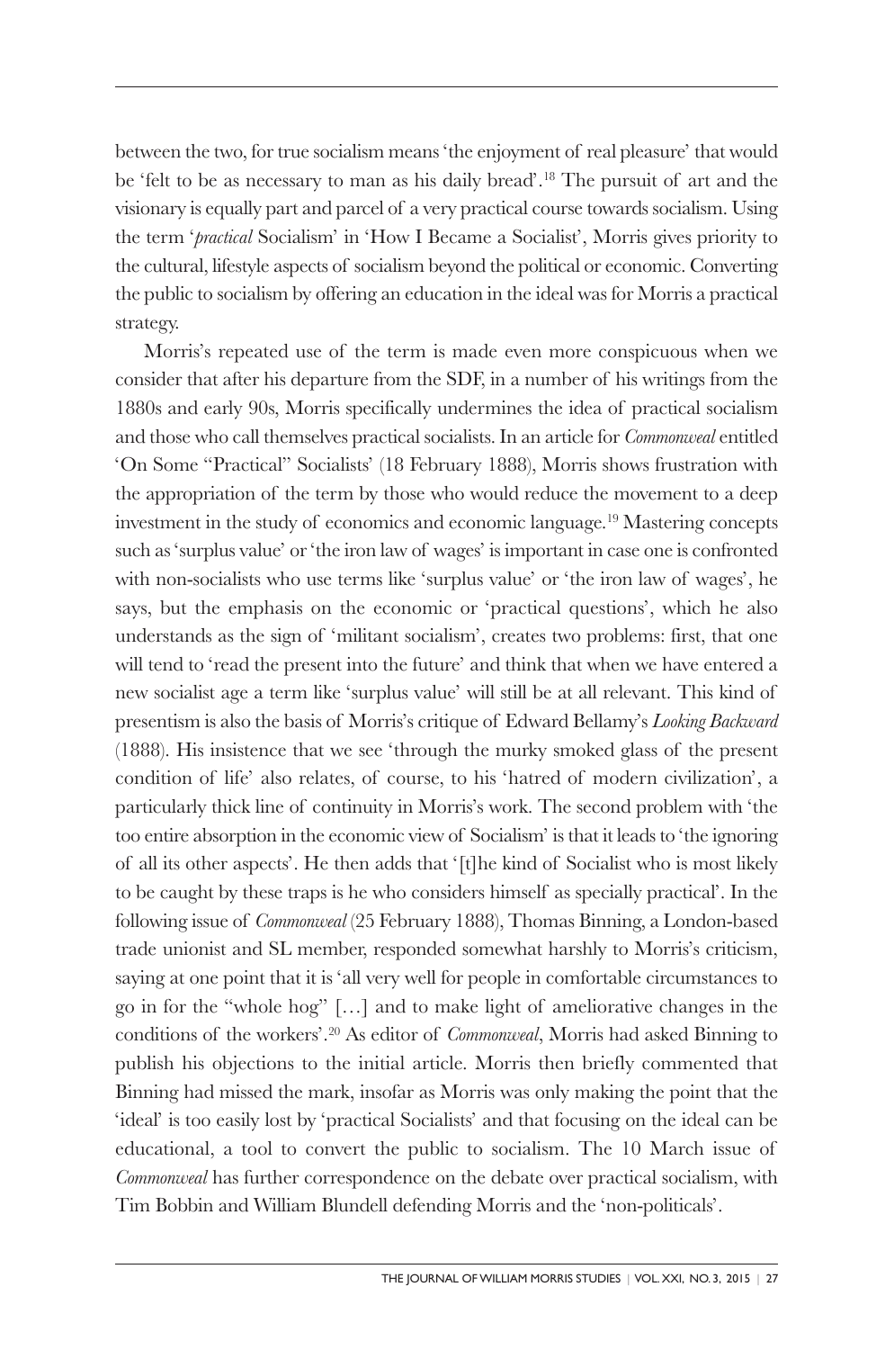between the two, for true socialism means 'the enjoyment of real pleasure' that would be 'felt to be as necessary to man as his daily bread'.[18] The pursuit of art and the visionary is equally part and parcel of a very practical course towards socialism. Using the term '*practical* Socialism' in 'How I Became a Socialist', Morris gives priority to the cultural, lifestyle aspects of socialism beyond the political or economic. Converting the public to socialism by offering an education in the ideal was for Morris a practical strategy.

Morris's repeated use of the term is made even more conspicuous when we consider that after his departure from the SDF, in a number of his writings from the 1880s and early 90s, Morris specifically undermines the idea of practical socialism and those who call themselves practical socialists. In an article for *Commonweal* entitled 'On Some "Practical" Socialists' (18 February 1888), Morris shows frustration with the appropriation of the term by those who would reduce the movement to a deep investment in the study of economics and economic language.[19] Mastering concepts such as 'surplus value' or 'the iron law of wages' is important in case one is confronted with non-socialists who use terms like 'surplus value' or 'the iron law of wages', he says, but the emphasis on the economic or 'practical questions', which he also understands as the sign of 'militant socialism', creates two problems: first, that one will tend to 'read the present into the future' and think that when we have entered a new socialist age a term like 'surplus value' will still be at all relevant. This kind of presentism is also the basis of Morris's critique of Edward Bellamy's *Looking Backward* (1888). His insistence that we see 'through the murky smoked glass of the present condition of life' also relates, of course, to his 'hatred of modern civilization', a particularly thick line of continuity in Morris's work. The second problem with 'the too entire absorption in the economic view of Socialism' is that it leads to 'the ignoring of all its other aspects'. He then adds that '[t]he kind of Socialist who is most likely to be caught by these traps is he who considers himself as specially practical'. In the following issue of *Commonweal* (25 February 1888), Thomas Binning, a London-based trade unionist and SL member, responded somewhat harshly to Morris's criticism, saying at one point that it is 'all very well for people in comfortable circumstances to go in for the "whole hog" […] and to make light of ameliorative changes in the conditions of the workers'.[20] As editor of *Commonweal*, Morris had asked Binning to publish his objections to the initial article. Morris then briefly commented that Binning had missed the mark, insofar as Morris was only making the point that the 'ideal' is too easily lost by 'practical Socialists' and that focusing on the ideal can be educational, a tool to convert the public to socialism. The 10 March issue of *Commonweal* has further correspondence on the debate over practical socialism, with Tim Bobbin and William Blundell defending Morris and the 'non-politicals'.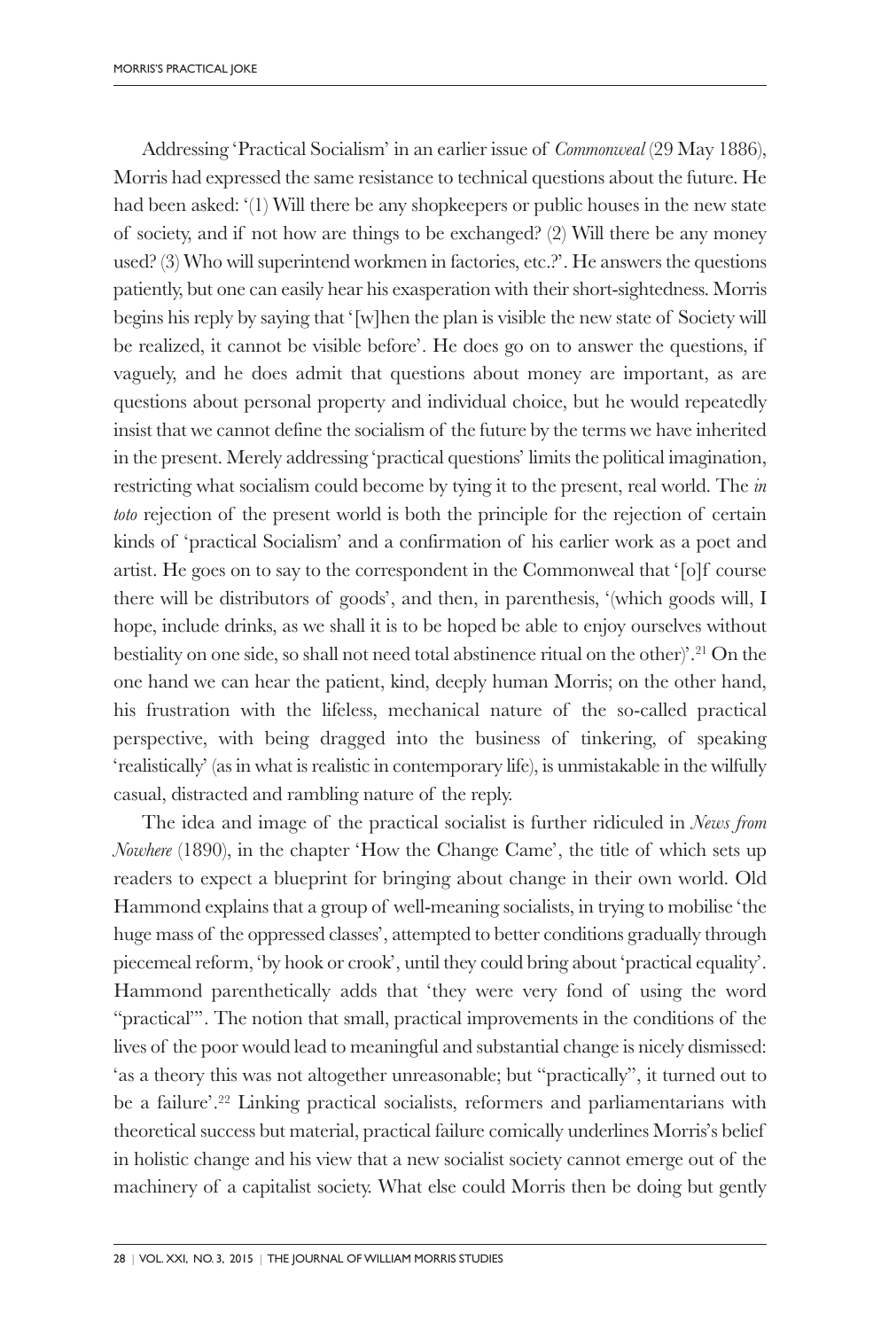Addressing 'Practical Socialism' in an earlier issue of *Commonweal* (29 May 1886), Morris had expressed the same resistance to technical questions about the future. He had been asked: '(1) Will there be any shopkeepers or public houses in the new state of society, and if not how are things to be exchanged? (2) Will there be any money used? (3) Who will superintend workmen in factories, etc.?'. He answers the questions patiently, but one can easily hear his exasperation with their short-sightedness. Morris begins his reply by saying that '[w]hen the plan is visible the new state of Society will be realized, it cannot be visible before'. He does go on to answer the questions, if vaguely, and he does admit that questions about money are important, as are questions about personal property and individual choice, but he would repeatedly insist that we cannot define the socialism of the future by the terms we have inherited in the present. Merely addressing 'practical questions' limits the political imagination, restricting what socialism could become by tying it to the present, real world. The *in toto* rejection of the present world is both the principle for the rejection of certain kinds of 'practical Socialism' and a confirmation of his earlier work as a poet and artist. He goes on to say to the correspondent in the Commonweal that '[o]f course there will be distributors of goods', and then, in parenthesis, '(which goods will, I hope, include drinks, as we shall it is to be hoped be able to enjoy ourselves without bestiality on one side, so shall not need total abstinence ritual on the other)'.[21] On the one hand we can hear the patient, kind, deeply human Morris; on the other hand, his frustration with the lifeless, mechanical nature of the so-called practical perspective, with being dragged into the business of tinkering, of speaking 'realistically' (as in what is realistic in contemporary life), is unmistakable in the wilfully casual, distracted and rambling nature of the reply.

The idea and image of the practical socialist is further ridiculed in *News from Nowhere* (1890), in the chapter 'How the Change Came', the title of which sets up readers to expect a blueprint for bringing about change in their own world. Old Hammond explains that a group of well-meaning socialists, in trying to mobilise 'the huge mass of the oppressed classes', attempted to better conditions gradually through piecemeal reform, 'by hook or crook', until they could bring about 'practical equality'. Hammond parenthetically adds that 'they were very fond of using the word "practical"'. The notion that small, practical improvements in the conditions of the lives of the poor would lead to meaningful and substantial change is nicely dismissed: 'as a theory this was not altogether unreasonable; but "practically", it turned out to be a failure'.[22] Linking practical socialists, reformers and parliamentarians with theoretical success but material, practical failure comically underlines Morris's belief in holistic change and his view that a new socialist society cannot emerge out of the machinery of a capitalist society. What else could Morris then be doing but gently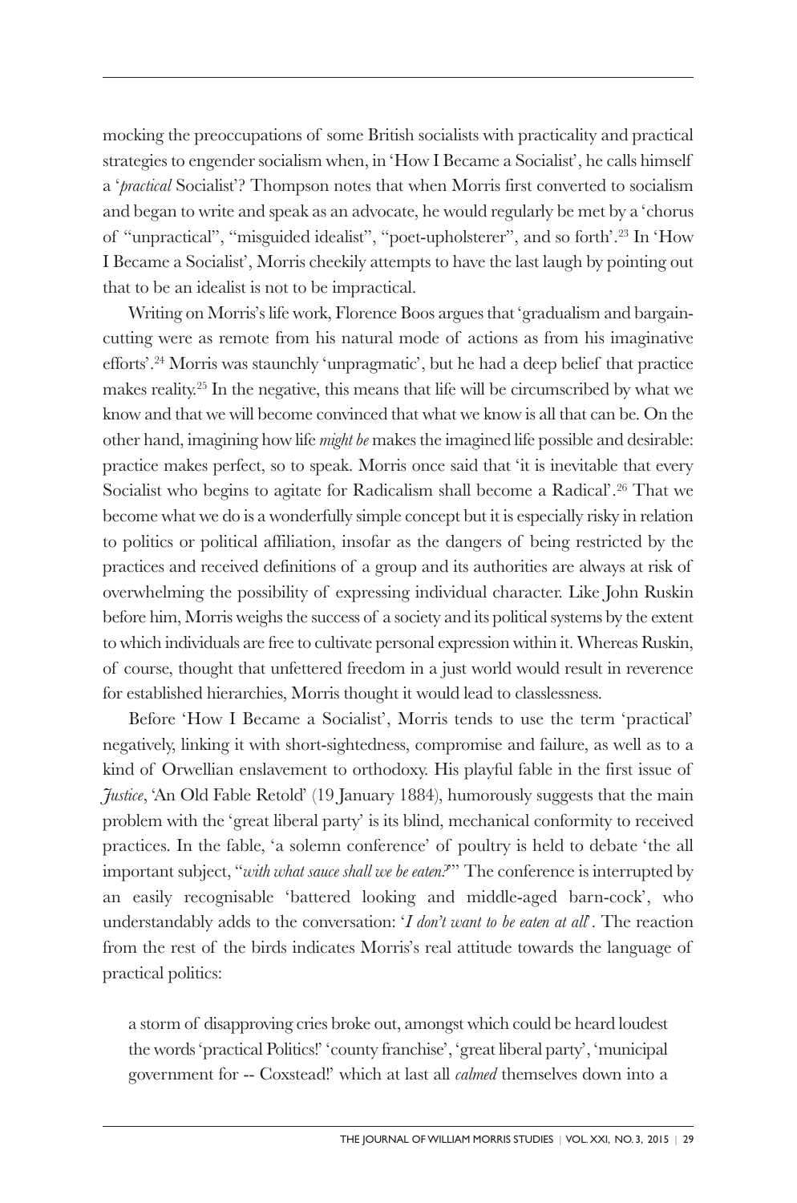mocking the preoccupations of some British socialists with practicality and practical strategies to engender socialism when, in 'How I Became a Socialist', he calls himself a '*practical* Socialist'? Thompson notes that when Morris first converted to socialism and began to write and speak as an advocate, he would regularly be met by a 'chorus of "unpractical", "misguided idealist", "poet-upholsterer", and so forth'.[23] In 'How I Became a Socialist', Morris cheekily attempts to have the last laugh by pointing out that to be an idealist is not to be impractical.

Writing on Morris's life work, Florence Boos argues that 'gradualism and bargain-cutting were as remote from his natural mode of actions as from his imaginative efforts'.[24] Morris was staunchly 'unpragmatic', but he had a deep belief that practice makes reality.[25] In the negative, this means that life will be circumscribed by what we know and that we will become convinced that what we know is all that can be. On the other hand, imagining how life *might be* makes the imagined life possible and desirable: practice makes perfect, so to speak. Morris once said that 'it is inevitable that every Socialist who begins to agitate for Radicalism shall become a Radical'.[26] That we become what we do is a wonderfully simple concept but it is especially risky in relation to politics or political affiliation, insofar as the dangers of being restricted by the practices and received definitions of a group and its authorities are always at risk of overwhelming the possibility of expressing individual character. Like John Ruskin before him, Morris weighs the success of a society and its political systems by the extent to which individuals are free to cultivate personal expression within it. Whereas Ruskin, of course, thought that unfettered freedom in a just world would result in reverence for established hierarchies, Morris thought it would lead to classlessness.

Before 'How I Became a Socialist', Morris tends to use the term 'practical' negatively, linking it with short-sightedness, compromise and failure, as well as to a kind of Orwellian enslavement to orthodoxy. His playful fable in the first issue of *Justice*, 'An Old Fable Retold' (19 January 1884), humorously suggests that the main problem with the 'great liberal party' is its blind, mechanical conformity to received practices. In the fable, 'a solemn conference' of poultry is held to debate 'the all important subject, "*with what sauce shall we be eaten?*"' The conference is interrupted by an easily recognisable 'battered looking and middle-aged barn-cock', who understandably adds to the conversation: '*I don't want to be eaten at all*'. The reaction from the rest of the birds indicates Morris's real attitude towards the language of practical politics:

> a storm of disapproving cries broke out, amongst which could be heard loudest the words 'practical Politics!' 'county franchise', 'great liberal party', 'municipal government for -- Coxstead!' which at last all *calmed* themselves down into a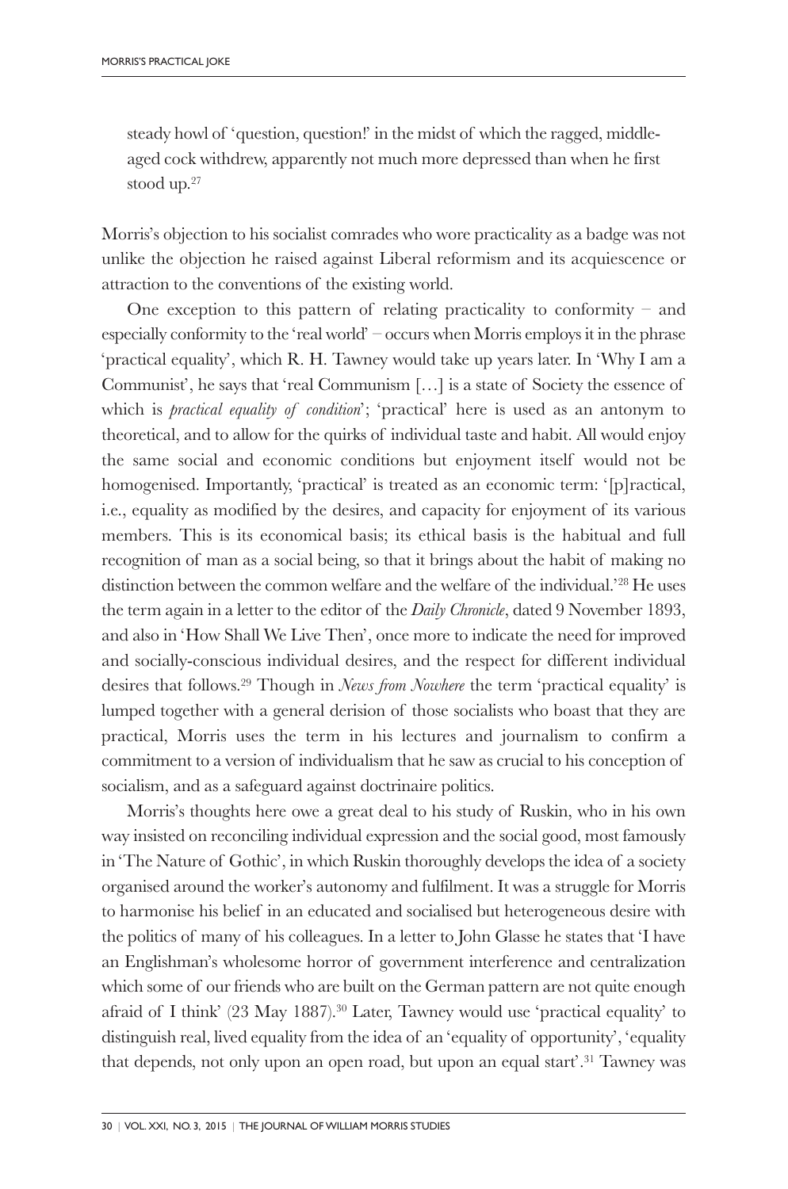> steady howl of 'question, question!' in the midst of which the ragged, middle-aged cock withdrew, apparently not much more depressed than when he first stood up.[27]

Morris's objection to his socialist comrades who wore practicality as a badge was not unlike the objection he raised against Liberal reformism and its acquiescence or attraction to the conventions of the existing world.

One exception to this pattern of relating practicality to conformity – and especially conformity to the 'real world' – occurs when Morris employs it in the phrase 'practical equality', which R. H. Tawney would take up years later. In 'Why I am a Communist', he says that 'real Communism […] is a state of Society the essence of which is *practical equality of condition*'; 'practical' here is used as an antonym to theoretical, and to allow for the quirks of individual taste and habit. All would enjoy the same social and economic conditions but enjoyment itself would not be homogenised. Importantly, 'practical' is treated as an economic term: '[p]ractical, i.e., equality as modified by the desires, and capacity for enjoyment of its various members. This is its economical basis; its ethical basis is the habitual and full recognition of man as a social being, so that it brings about the habit of making no distinction between the common welfare and the welfare of the individual.'[28] He uses the term again in a letter to the editor of the *Daily Chronicle*, dated 9 November 1893, and also in 'How Shall We Live Then', once more to indicate the need for improved and socially-conscious individual desires, and the respect for different individual desires that follows.[29] Though in *News from Nowhere* the term 'practical equality' is lumped together with a general derision of those socialists who boast that they are practical, Morris uses the term in his lectures and journalism to confirm a commitment to a version of individualism that he saw as crucial to his conception of socialism, and as a safeguard against doctrinaire politics.

Morris's thoughts here owe a great deal to his study of Ruskin, who in his own way insisted on reconciling individual expression and the social good, most famously in 'The Nature of Gothic', in which Ruskin thoroughly develops the idea of a society organised around the worker's autonomy and fulfilment. It was a struggle for Morris to harmonise his belief in an educated and socialised but heterogeneous desire with the politics of many of his colleagues. In a letter to John Glasse he states that 'I have an Englishman's wholesome horror of government interference and centralization which some of our friends who are built on the German pattern are not quite enough afraid of I think' (23 May 1887).[30] Later, Tawney would use 'practical equality' to distinguish real, lived equality from the idea of an 'equality of opportunity', 'equality that depends, not only upon an open road, but upon an equal start'.[31] Tawney was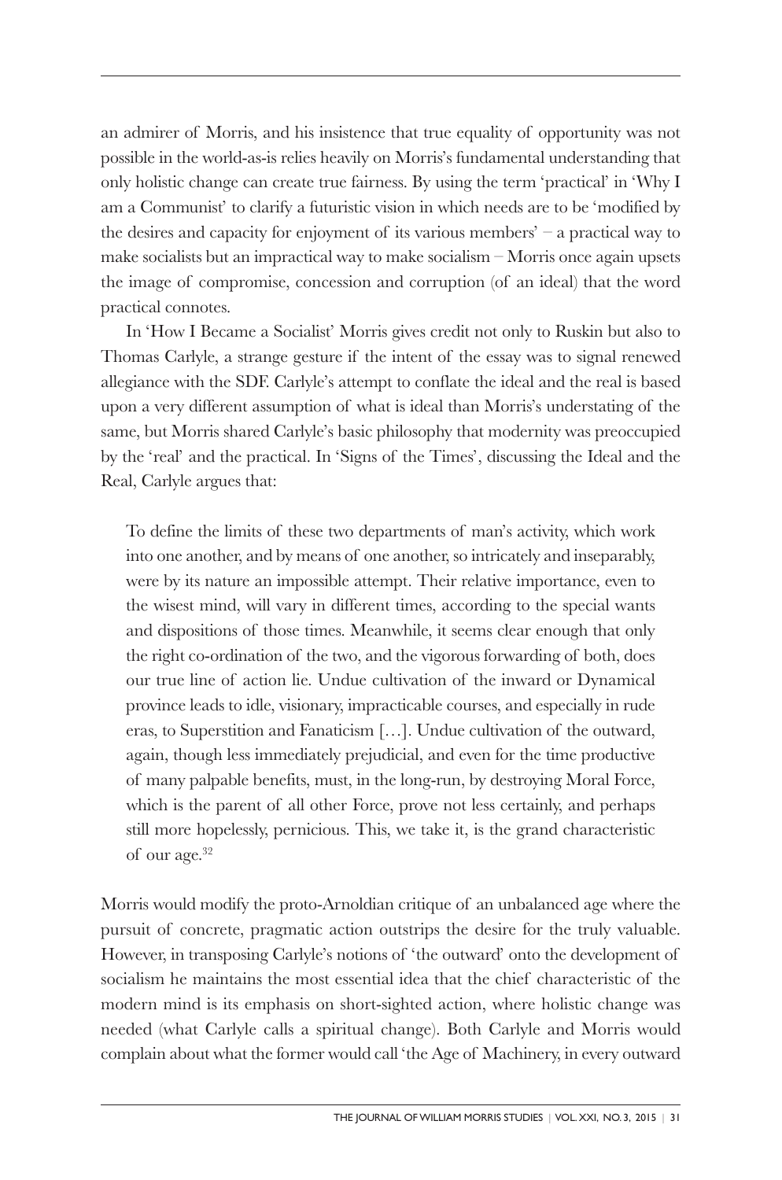an admirer of Morris, and his insistence that true equality of opportunity was not possible in the world-as-is relies heavily on Morris's fundamental understanding that only holistic change can create true fairness. By using the term 'practical' in 'Why I am a Communist' to clarify a futuristic vision in which needs are to be 'modified by the desires and capacity for enjoyment of its various members' – a practical way to make socialists but an impractical way to make socialism – Morris once again upsets the image of compromise, concession and corruption (of an ideal) that the word practical connotes.

In 'How I Became a Socialist' Morris gives credit not only to Ruskin but also to Thomas Carlyle, a strange gesture if the intent of the essay was to signal renewed allegiance with the SDF. Carlyle's attempt to conflate the ideal and the real is based upon a very different assumption of what is ideal than Morris's understating of the same, but Morris shared Carlyle's basic philosophy that modernity was preoccupied by the 'real' and the practical. In 'Signs of the Times', discussing the Ideal and the Real, Carlyle argues that:

> To define the limits of these two departments of man's activity, which work into one another, and by means of one another, so intricately and inseparably, were by its nature an impossible attempt. Their relative importance, even to the wisest mind, will vary in different times, according to the special wants and dispositions of those times. Meanwhile, it seems clear enough that only the right co-ordination of the two, and the vigorous forwarding of both, does our true line of action lie. Undue cultivation of the inward or Dynamical province leads to idle, visionary, impracticable courses, and especially in rude eras, to Superstition and Fanaticism […]. Undue cultivation of the outward, again, though less immediately prejudicial, and even for the time productive of many palpable benefits, must, in the long-run, by destroying Moral Force, which is the parent of all other Force, prove not less certainly, and perhaps still more hopelessly, pernicious. This, we take it, is the grand characteristic of our age.[32]

Morris would modify the proto-Arnoldian critique of an unbalanced age where the pursuit of concrete, pragmatic action outstrips the desire for the truly valuable. However, in transposing Carlyle's notions of 'the outward' onto the development of socialism he maintains the most essential idea that the chief characteristic of the modern mind is its emphasis on short-sighted action, where holistic change was needed (what Carlyle calls a spiritual change). Both Carlyle and Morris would complain about what the former would call 'the Age of Machinery, in every outward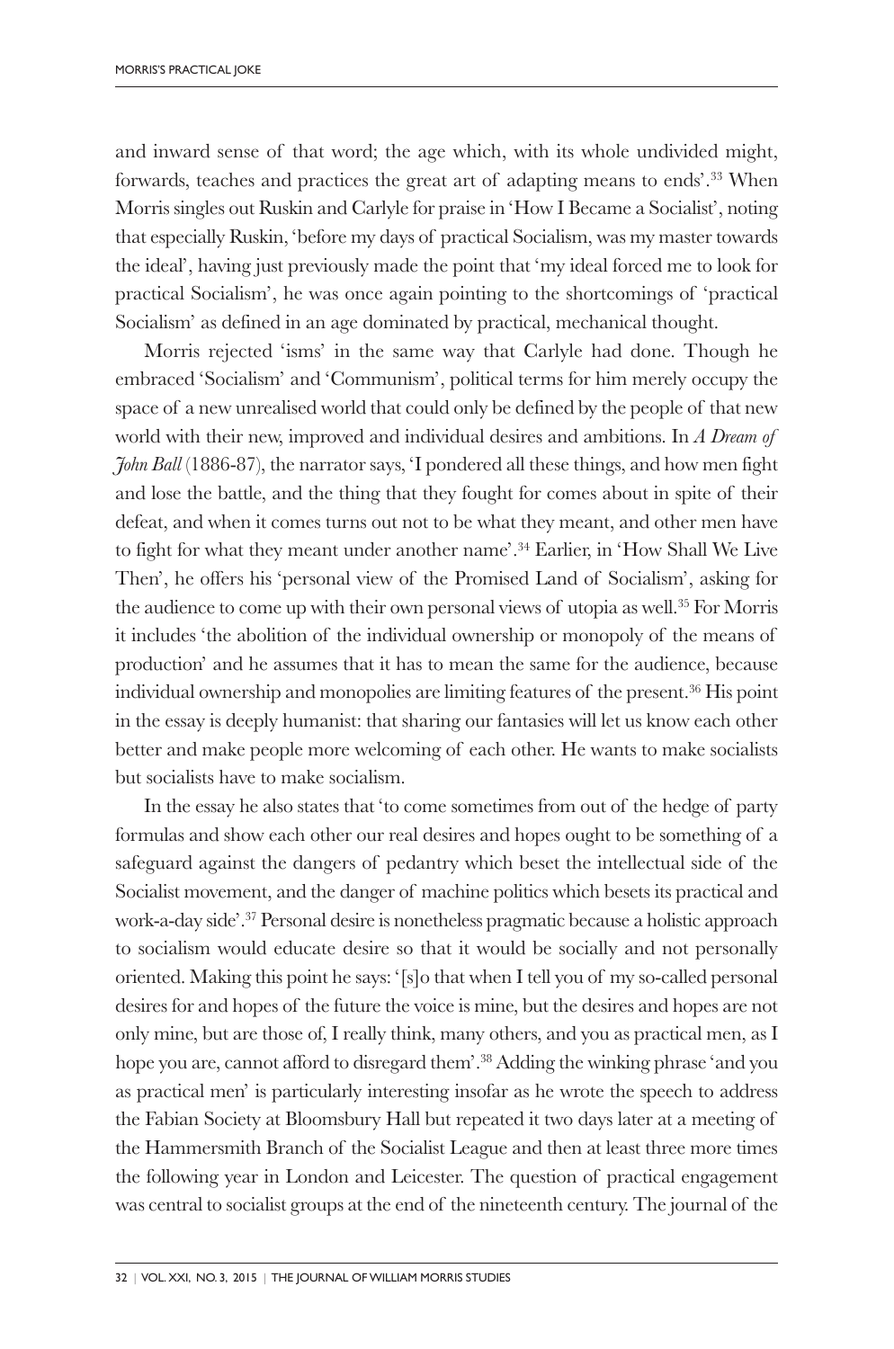and inward sense of that word; the age which, with its whole undivided might, forwards, teaches and practices the great art of adapting means to ends'.[33] When Morris singles out Ruskin and Carlyle for praise in 'How I Became a Socialist', noting that especially Ruskin, 'before my days of practical Socialism, was my master towards the ideal', having just previously made the point that 'my ideal forced me to look for practical Socialism', he was once again pointing to the shortcomings of 'practical Socialism' as defined in an age dominated by practical, mechanical thought.

Morris rejected 'isms' in the same way that Carlyle had done. Though he embraced 'Socialism' and 'Communism', political terms for him merely occupy the space of a new unrealised world that could only be defined by the people of that new world with their new, improved and individual desires and ambitions. In *A Dream of John Ball* (1886-87), the narrator says, 'I pondered all these things, and how men fight and lose the battle, and the thing that they fought for comes about in spite of their defeat, and when it comes turns out not to be what they meant, and other men have to fight for what they meant under another name'.[34] Earlier, in 'How Shall We Live Then', he offers his 'personal view of the Promised Land of Socialism', asking for the audience to come up with their own personal views of utopia as well.[35] For Morris it includes 'the abolition of the individual ownership or monopoly of the means of production' and he assumes that it has to mean the same for the audience, because individual ownership and monopolies are limiting features of the present.[36] His point in the essay is deeply humanist: that sharing our fantasies will let us know each other better and make people more welcoming of each other. He wants to make socialists but socialists have to make socialism.

In the essay he also states that 'to come sometimes from out of the hedge of party formulas and show each other our real desires and hopes ought to be something of a safeguard against the dangers of pedantry which beset the intellectual side of the Socialist movement, and the danger of machine politics which besets its practical and work-a-day side'.[37] Personal desire is nonetheless pragmatic because a holistic approach to socialism would educate desire so that it would be socially and not personally oriented. Making this point he says: '[s]o that when I tell you of my so-called personal desires for and hopes of the future the voice is mine, but the desires and hopes are not only mine, but are those of, I really think, many others, and you as practical men, as I hope you are, cannot afford to disregard them'.[38] Adding the winking phrase 'and you as practical men' is particularly interesting insofar as he wrote the speech to address the Fabian Society at Bloomsbury Hall but repeated it two days later at a meeting of the Hammersmith Branch of the Socialist League and then at least three more times the following year in London and Leicester. The question of practical engagement was central to socialist groups at the end of the nineteenth century. The journal of the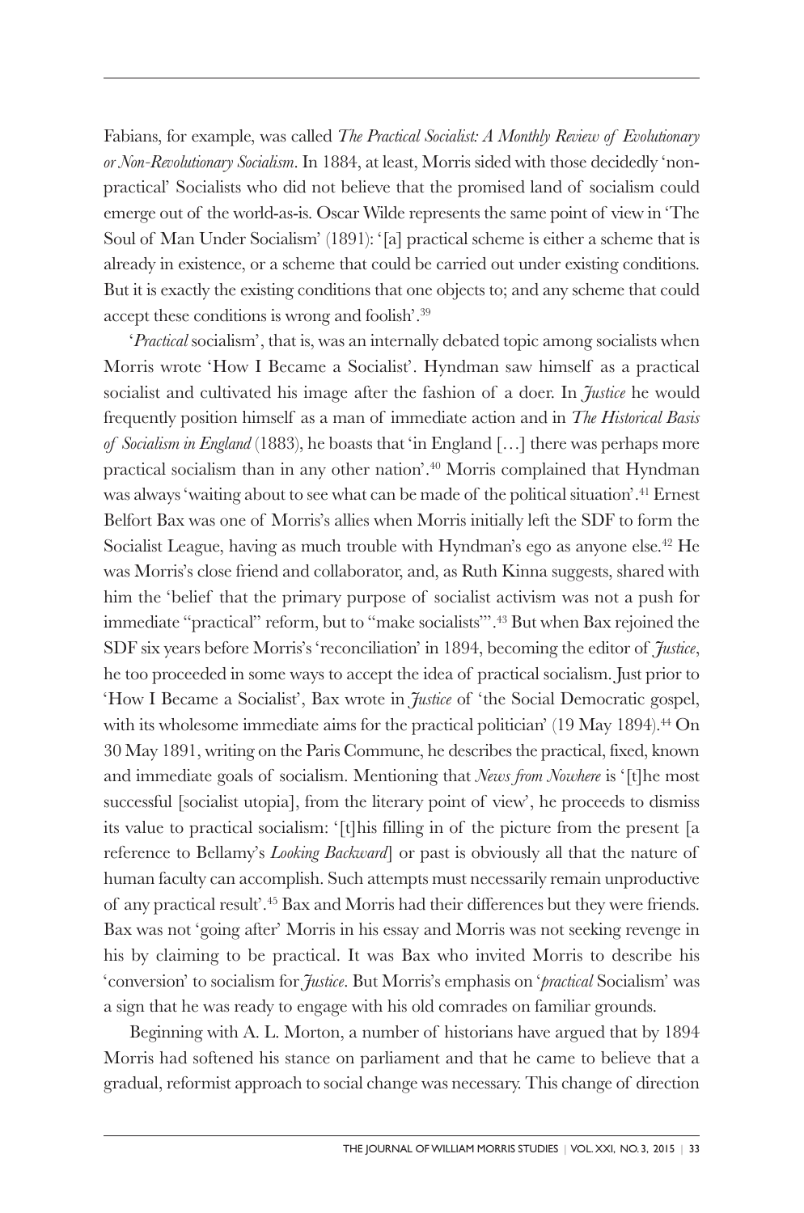Fabians, for example, was called *The Practical Socialist: A Monthly Review of Evolutionary or Non-Revolutionary Socialism*. In 1884, at least, Morris sided with those decidedly 'non-practical' Socialists who did not believe that the promised land of socialism could emerge out of the world-as-is. Oscar Wilde represents the same point of view in 'The Soul of Man Under Socialism' (1891): '[a] practical scheme is either a scheme that is already in existence, or a scheme that could be carried out under existing conditions. But it is exactly the existing conditions that one objects to; and any scheme that could accept these conditions is wrong and foolish'.[39]

'*Practical* socialism', that is, was an internally debated topic among socialists when Morris wrote 'How I Became a Socialist'. Hyndman saw himself as a practical socialist and cultivated his image after the fashion of a doer. In *Justice* he would frequently position himself as a man of immediate action and in *The Historical Basis of Socialism in England* (1883), he boasts that 'in England […] there was perhaps more practical socialism than in any other nation'.[40] Morris complained that Hyndman was always 'waiting about to see what can be made of the political situation'.[41] Ernest Belfort Bax was one of Morris's allies when Morris initially left the SDF to form the Socialist League, having as much trouble with Hyndman's ego as anyone else.[42] He was Morris's close friend and collaborator, and, as Ruth Kinna suggests, shared with him the 'belief that the primary purpose of socialist activism was not a push for immediate "practical" reform, but to "make socialists"'.[43] But when Bax rejoined the SDF six years before Morris's 'reconciliation' in 1894, becoming the editor of *Justice*, he too proceeded in some ways to accept the idea of practical socialism. Just prior to 'How I Became a Socialist', Bax wrote in *Justice* of 'the Social Democratic gospel, with its wholesome immediate aims for the practical politician' (19 May 1894).[44] On 30 May 1891, writing on the Paris Commune, he describes the practical, fixed, known and immediate goals of socialism. Mentioning that *News from Nowhere* is '[t]he most successful [socialist utopia], from the literary point of view', he proceeds to dismiss its value to practical socialism: '[t]his filling in of the picture from the present [a reference to Bellamy's *Looking Backward*] or past is obviously all that the nature of human faculty can accomplish. Such attempts must necessarily remain unproductive of any practical result'.[45] Bax and Morris had their differences but they were friends. Bax was not 'going after' Morris in his essay and Morris was not seeking revenge in his by claiming to be practical. It was Bax who invited Morris to describe his 'conversion' to socialism for *Justice*. But Morris's emphasis on '*practical* Socialism' was a sign that he was ready to engage with his old comrades on familiar grounds.

Beginning with A. L. Morton, a number of historians have argued that by 1894 Morris had softened his stance on parliament and that he came to believe that a gradual, reformist approach to social change was necessary. This change of direction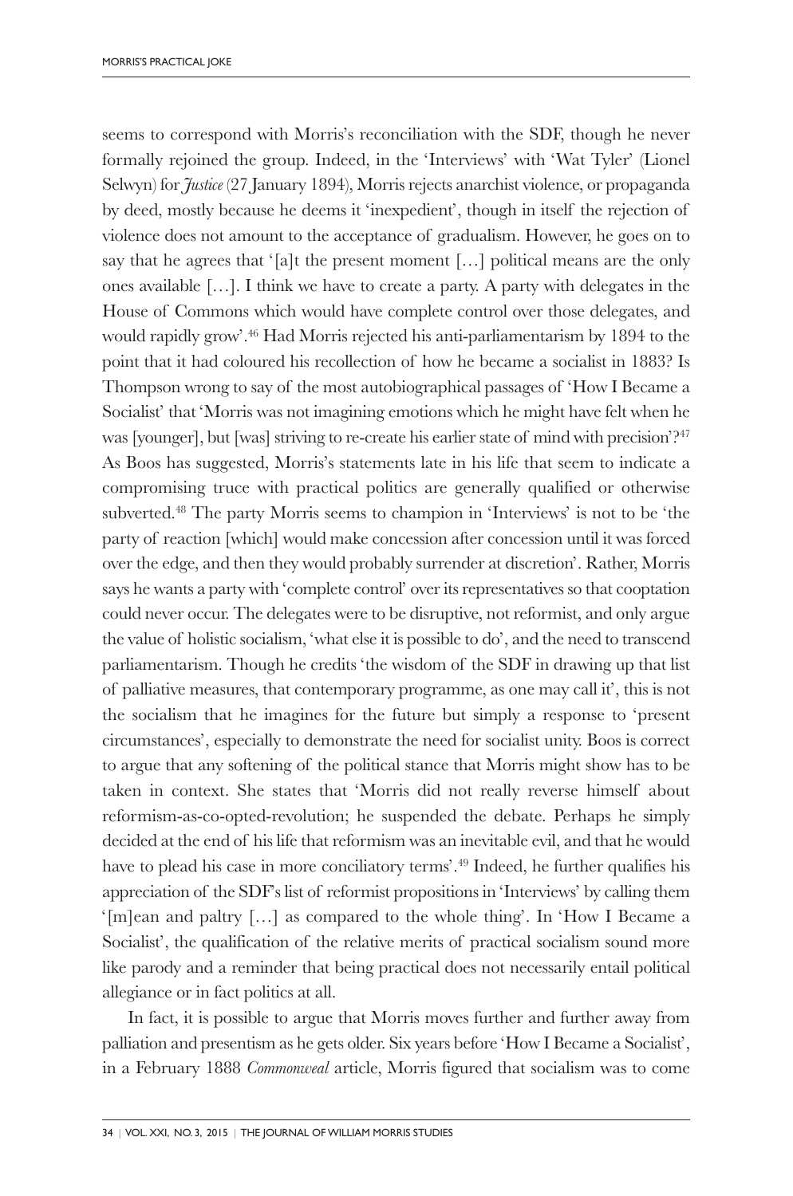seems to correspond with Morris's reconciliation with the SDF, though he never formally rejoined the group. Indeed, in the 'Interviews' with 'Wat Tyler' (Lionel Selwyn) for *Justice* (27 January 1894), Morris rejects anarchist violence, or propaganda by deed, mostly because he deems it 'inexpedient', though in itself the rejection of violence does not amount to the acceptance of gradualism. However, he goes on to say that he agrees that '[a]t the present moment […] political means are the only ones available […]. I think we have to create a party. A party with delegates in the House of Commons which would have complete control over those delegates, and would rapidly grow'.[46] Had Morris rejected his anti-parliamentarism by 1894 to the point that it had coloured his recollection of how he became a socialist in 1883? Is Thompson wrong to say of the most autobiographical passages of 'How I Became a Socialist' that 'Morris was not imagining emotions which he might have felt when he was [younger], but [was] striving to re-create his earlier state of mind with precision'?[47] As Boos has suggested, Morris's statements late in his life that seem to indicate a compromising truce with practical politics are generally qualified or otherwise subverted.[48] The party Morris seems to champion in 'Interviews' is not to be 'the party of reaction [which] would make concession after concession until it was forced over the edge, and then they would probably surrender at discretion'. Rather, Morris says he wants a party with 'complete control' over its representatives so that cooptation could never occur. The delegates were to be disruptive, not reformist, and only argue the value of holistic socialism, 'what else it is possible to do', and the need to transcend parliamentarism. Though he credits 'the wisdom of the SDF in drawing up that list of palliative measures, that contemporary programme, as one may call it', this is not the socialism that he imagines for the future but simply a response to 'present circumstances', especially to demonstrate the need for socialist unity. Boos is correct to argue that any softening of the political stance that Morris might show has to be taken in context. She states that 'Morris did not really reverse himself about reformism-as-co-opted-revolution; he suspended the debate. Perhaps he simply decided at the end of his life that reformism was an inevitable evil, and that he would have to plead his case in more conciliatory terms'.[49] Indeed, he further qualifies his appreciation of the SDF's list of reformist propositions in 'Interviews' by calling them '[m]ean and paltry […] as compared to the whole thing'. In 'How I Became a Socialist', the qualification of the relative merits of practical socialism sound more like parody and a reminder that being practical does not necessarily entail political allegiance or in fact politics at all.

In fact, it is possible to argue that Morris moves further and further away from palliation and presentism as he gets older. Six years before 'How I Became a Socialist', in a February 1888 *Commonweal* article, Morris figured that socialism was to come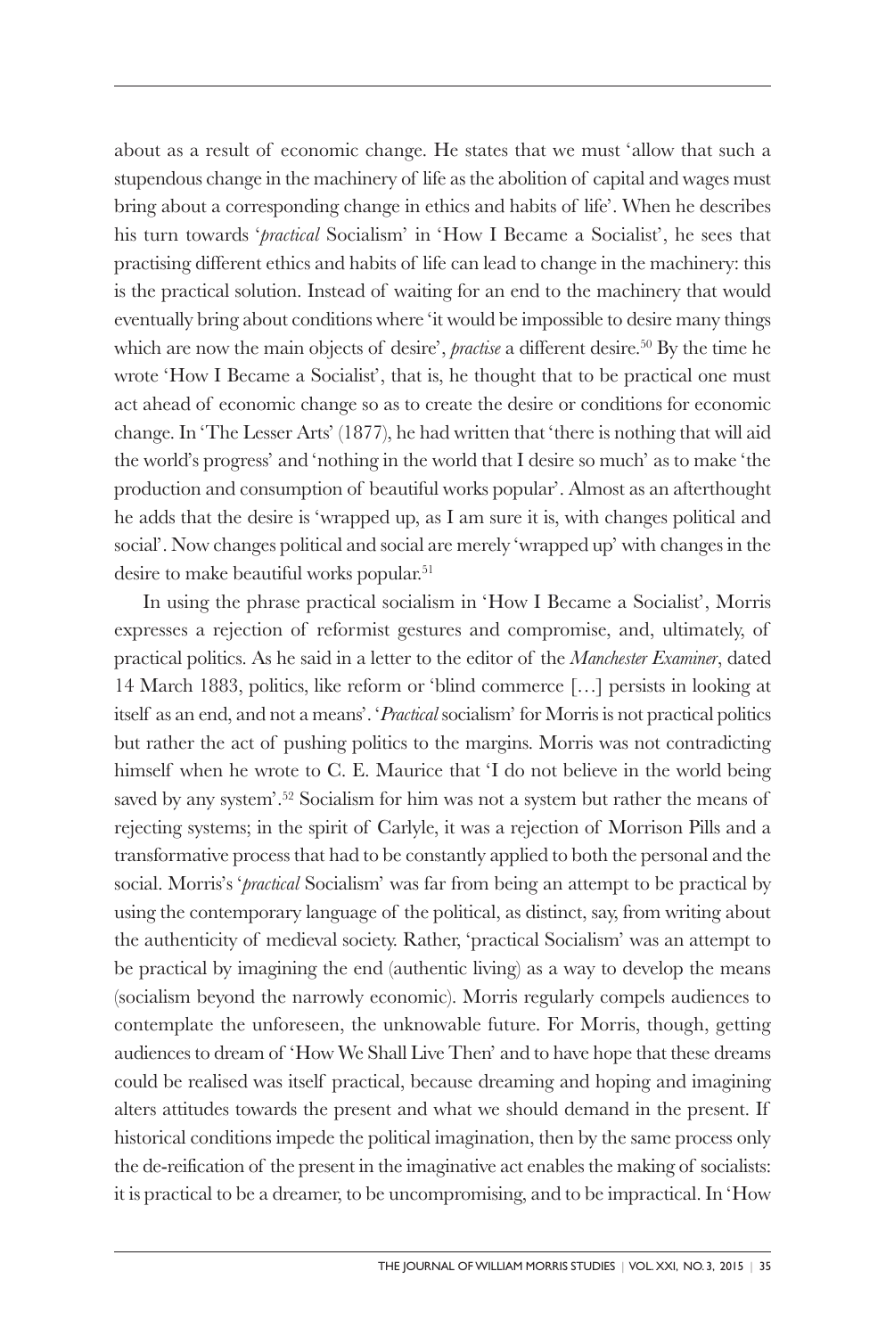about as a result of economic change. He states that we must 'allow that such a stupendous change in the machinery of life as the abolition of capital and wages must bring about a corresponding change in ethics and habits of life'. When he describes his turn towards '*practical* Socialism' in 'How I Became a Socialist', he sees that practising different ethics and habits of life can lead to change in the machinery: this is the practical solution. Instead of waiting for an end to the machinery that would eventually bring about conditions where 'it would be impossible to desire many things which are now the main objects of desire', *practise* a different desire.[50] By the time he wrote 'How I Became a Socialist', that is, he thought that to be practical one must act ahead of economic change so as to create the desire or conditions for economic change. In 'The Lesser Arts' (1877), he had written that 'there is nothing that will aid the world's progress' and 'nothing in the world that I desire so much' as to make 'the production and consumption of beautiful works popular'. Almost as an afterthought he adds that the desire is 'wrapped up, as I am sure it is, with changes political and social'. Now changes political and social are merely 'wrapped up' with changes in the desire to make beautiful works popular.[51]

In using the phrase practical socialism in 'How I Became a Socialist', Morris expresses a rejection of reformist gestures and compromise, and, ultimately, of practical politics. As he said in a letter to the editor of the *Manchester Examiner*, dated 14 March 1883, politics, like reform or 'blind commerce […] persists in looking at itself as an end, and not a means'. '*Practical* socialism' for Morris is not practical politics but rather the act of pushing politics to the margins. Morris was not contradicting himself when he wrote to C. E. Maurice that 'I do not believe in the world being saved by any system'.[52] Socialism for him was not a system but rather the means of rejecting systems; in the spirit of Carlyle, it was a rejection of Morrison Pills and a transformative process that had to be constantly applied to both the personal and the social. Morris's '*practical* Socialism' was far from being an attempt to be practical by using the contemporary language of the political, as distinct, say, from writing about the authenticity of medieval society. Rather, 'practical Socialism' was an attempt to be practical by imagining the end (authentic living) as a way to develop the means (socialism beyond the narrowly economic). Morris regularly compels audiences to contemplate the unforeseen, the unknowable future. For Morris, though, getting audiences to dream of 'How We Shall Live Then' and to have hope that these dreams could be realised was itself practical, because dreaming and hoping and imagining alters attitudes towards the present and what we should demand in the present. If historical conditions impede the political imagination, then by the same process only the de-reification of the present in the imaginative act enables the making of socialists: it is practical to be a dreamer, to be uncompromising, and to be impractical. In 'How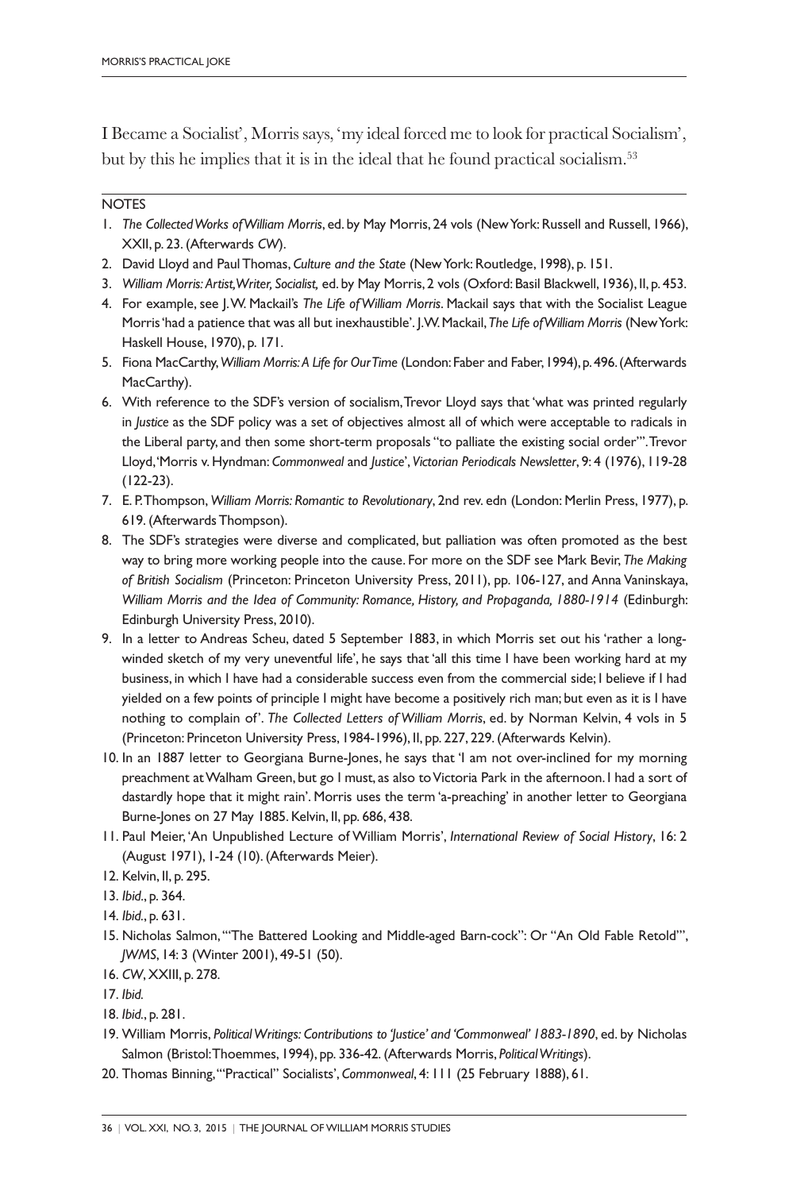I Became a Socialist', Morris says, 'my ideal forced me to look for practical Socialism', but by this he implies that it is in the ideal that he found practical socialism.[53]

## NOTES

1. *The Collected Works of William Morris*, ed. by May Morris, 24 vols (New York: Russell and Russell, 1966), XXII, p. 23. (Afterwards *CW*).
2. David Lloyd and Paul Thomas, *Culture and the State* (New York: Routledge, 1998), p. 151.
3. *William Morris: Artist, Writer, Socialist,* ed. by May Morris, 2 vols (Oxford: Basil Blackwell, 1936), II, p. 453.
4. For example, see J. W. Mackail's *The Life of William Morris*. Mackail says that with the Socialist League Morris 'had a patience that was all but inexhaustible'. J. W. Mackail, *The Life of William Morris* (New York: Haskell House, 1970), p. 171.
5. Fiona MacCarthy, *William Morris: A Life for Our Time* (London: Faber and Faber, 1994), p. 496. (Afterwards MacCarthy).
6. With reference to the SDF's version of socialism, Trevor Lloyd says that 'what was printed regularly in *Justice* as the SDF policy was a set of objectives almost all of which were acceptable to radicals in the Liberal party, and then some short-term proposals "to palliate the existing social order"'. Trevor Lloyd, 'Morris v. Hyndman: *Commonweal* and *Justice*', *Victorian Periodicals Newsletter*, 9: 4 (1976), 119-28 (122-23).
7. E. P. Thompson, *William Morris: Romantic to Revolutionary*, 2nd rev. edn (London: Merlin Press, 1977), p. 619. (Afterwards Thompson).
8. The SDF's strategies were diverse and complicated, but palliation was often promoted as the best way to bring more working people into the cause. For more on the SDF see Mark Bevir, *The Making of British Socialism* (Princeton: Princeton University Press, 2011), pp. 106-127, and Anna Vaninskaya, *William Morris and the Idea of Community: Romance, History, and Propaganda, 1880-1914* (Edinburgh: Edinburgh University Press, 2010).
9. In a letter to Andreas Scheu, dated 5 September 1883, in which Morris set out his 'rather a long-winded sketch of my very uneventful life', he says that 'all this time I have been working hard at my business, in which I have had a considerable success even from the commercial side; I believe if I had yielded on a few points of principle I might have become a positively rich man; but even as it is I have nothing to complain of'. *The Collected Letters of William Morris*, ed. by Norman Kelvin, 4 vols in 5 (Princeton: Princeton University Press, 1984-1996), II, pp. 227, 229. (Afterwards Kelvin).
10. In an 1887 letter to Georgiana Burne-Jones, he says that 'I am not over-inclined for my morning preachment at Walham Green, but go I must, as also to Victoria Park in the afternoon. I had a sort of dastardly hope that it might rain'. Morris uses the term 'a-preaching' in another letter to Georgiana Burne-Jones on 27 May 1885. Kelvin, II, pp. 686, 438.
11. Paul Meier, 'An Unpublished Lecture of William Morris', *International Review of Social History*, 16: 2 (August 1971), 1-24 (10). (Afterwards Meier).
12. Kelvin, II, p. 295.
13. *Ibid.*, p. 364.
14. *Ibid.*, p. 631.
15. Nicholas Salmon, '"The Battered Looking and Middle-aged Barn-cock": Or "An Old Fable Retold"', *JWMS*, 14: 3 (Winter 2001), 49-51 (50).
16. *CW*, XXIII, p. 278.
17. *Ibid.*
18. *Ibid.*, p. 281.
19. William Morris, *Political Writings: Contributions to 'Justice' and 'Commonweal' 1883-1890*, ed. by Nicholas Salmon (Bristol: Thoemmes, 1994), pp. 336-42. (Afterwards Morris, *Political Writings*).
20. Thomas Binning, '"Practical" Socialists', *Commonweal*, 4: 111 (25 February 1888), 61.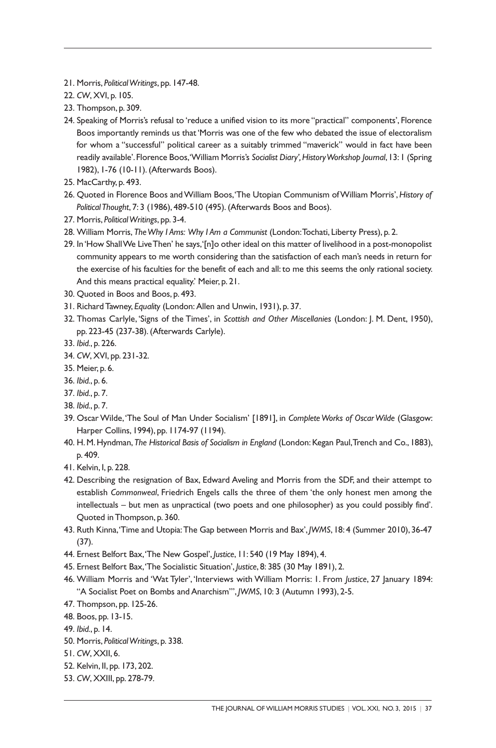21. Morris, *Political Writings*, pp. 147-48.
22. *CW*, XVI, p. 105.
23. Thompson, p. 309.
24. Speaking of Morris's refusal to 'reduce a unified vision to its more "practical" components', Florence Boos importantly reminds us that 'Morris was one of the few who debated the issue of electoralism for whom a "successful" political career as a suitably trimmed "maverick" would in fact have been readily available'. Florence Boos, 'William Morris's *Socialist Diary*', *History Workshop Journal*, 13: 1 (Spring 1982), 1-76 (10-11). (Afterwards Boos).
25. MacCarthy, p. 493.
26. Quoted in Florence Boos and William Boos, 'The Utopian Communism of William Morris', *History of Political Thought*, 7: 3 (1986), 489-510 (495). (Afterwards Boos and Boos).
27. Morris, *Political Writings*, pp. 3-4.
28. William Morris, *The Why I Ams: Why I Am a Communist* (London: Tochati, Liberty Press), p. 2.
29. In 'How Shall We Live Then' he says, '[n]o other ideal on this matter of livelihood in a post-monopolist community appears to me worth considering than the satisfaction of each man's needs in return for the exercise of his faculties for the benefit of each and all: to me this seems the only rational society. And this means practical equality.' Meier, p. 21.
30. Quoted in Boos and Boos, p. 493.
31. Richard Tawney, *Equality* (London: Allen and Unwin, 1931), p. 37.
32. Thomas Carlyle, 'Signs of the Times', in *Scottish and Other Miscellanies* (London: J. M. Dent, 1950), pp. 223-45 (237-38). (Afterwards Carlyle).
33. *Ibid.*, p. 226.
34. *CW*, XVI, pp. 231-32.
35. Meier, p. 6.
36. *Ibid.*, p. 6.
37. *Ibid.*, p. 7.
38. *Ibid.*, p. 7.
39. Oscar Wilde, 'The Soul of Man Under Socialism' [1891], in *Complete Works of Oscar Wilde* (Glasgow: Harper Collins, 1994), pp. 1174-97 (1194).
40. H. M. Hyndman, *The Historical Basis of Socialism in England* (London: Kegan Paul, Trench and Co., 1883), p. 409.
41. Kelvin, I, p. 228.
42. Describing the resignation of Bax, Edward Aveling and Morris from the SDF, and their attempt to establish *Commonweal*, Friedrich Engels calls the three of them 'the only honest men among the intellectuals – but men as unpractical (two poets and one philosopher) as you could possibly find'. Quoted in Thompson, p. 360.
43. Ruth Kinna, 'Time and Utopia: The Gap between Morris and Bax', *JWMS*, 18: 4 (Summer 2010), 36-47 (37).
44. Ernest Belfort Bax, 'The New Gospel', *Justice*, 11: 540 (19 May 1894), 4.
45. Ernest Belfort Bax, 'The Socialistic Situation', *Justice*, 8: 385 (30 May 1891), 2.
46. William Morris and 'Wat Tyler', 'Interviews with William Morris: 1. From *Justice*, 27 January 1894: "A Socialist Poet on Bombs and Anarchism"', *JWMS*, 10: 3 (Autumn 1993), 2-5.
47. Thompson, pp. 125-26.
48. Boos, pp. 13-15.
49. *Ibid.*, p. 14.
50. Morris, *Political Writings*, p. 338.
51. *CW*, XXII, 6.
52. Kelvin, II, pp. 173, 202.
53. *CW*, XXIII, pp. 278-79.